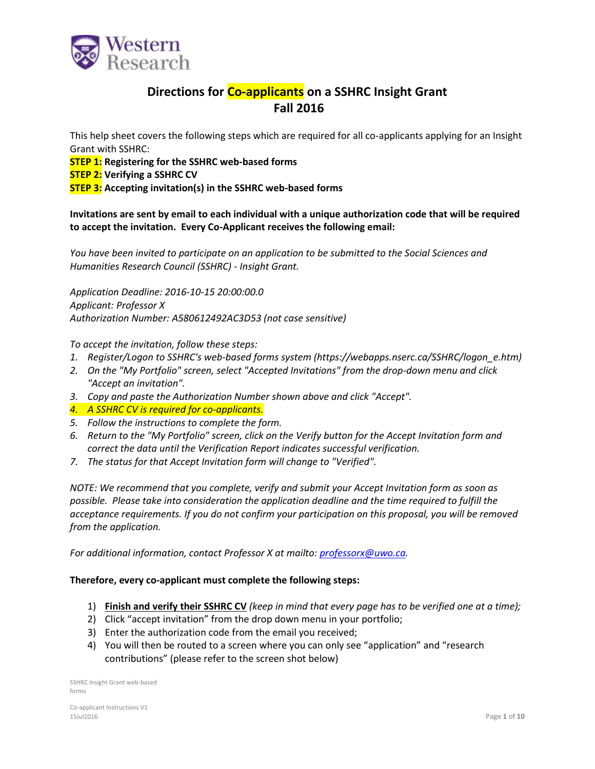# Directions for Co-applicants on a SSHRC Insight Grant
## Fall 2016

This help sheet covers the following steps which are required for all co-applicants applying for an Insight Grant with SSHRC:

**STEP 1: Registering for the SSHRC web-based forms**
**STEP 2: Verifying a SSHRC CV**
**STEP 3: Accepting invitation(s) in the SSHRC web-based forms**

**Invitations are sent by email to each individual with a unique authorization code that will be required to accept the invitation. Every Co-Applicant receives the following email:**

*You have been invited to participate on an application to be submitted to the Social Sciences and Humanities Research Council (SSHRC) - Insight Grant.*

*Application Deadline: 2016-10-15 20:00:00.0*
*Applicant: Professor X*
*Authorization Number: A580612492AC3D53 (not case sensitive)*

*To accept the invitation, follow these steps:*

1. *Register/Logon to SSHRC's web-based forms system (https://webapps.nserc.ca/SSHRC/logon_e.htm)*
2. *On the "My Portfolio" screen, select "Accepted Invitations" from the drop-down menu and click "Accept an invitation".*
3. *Copy and paste the Authorization Number shown above and click "Accept".*
4. *A SSHRC CV is required for co-applicants.*
5. *Follow the instructions to complete the form.*
6. *Return to the "My Portfolio" screen, click on the Verify button for the Accept Invitation form and correct the data until the Verification Report indicates successful verification.*
7. *The status for that Accept Invitation form will change to "Verified".*

*NOTE: We recommend that you complete, verify and submit your Accept Invitation form as soon as possible. Please take into consideration the application deadline and the time required to fulfill the acceptance requirements. If you do not confirm your participation on this proposal, you will be removed from the application.*

*For additional information, contact Professor X at mailto: professorx@uwo.ca.*

**Therefore, every co-applicant must complete the following steps:**

1) **Finish and verify their SSHRC CV** *(keep in mind that every page has to be verified one at a time);*
2) Click "accept invitation" from the drop down menu in your portfolio;
3) Enter the authorization code from the email you received;
4) You will then be routed to a screen where you can only see "application" and "research contributions" (please refer to the screen shot below)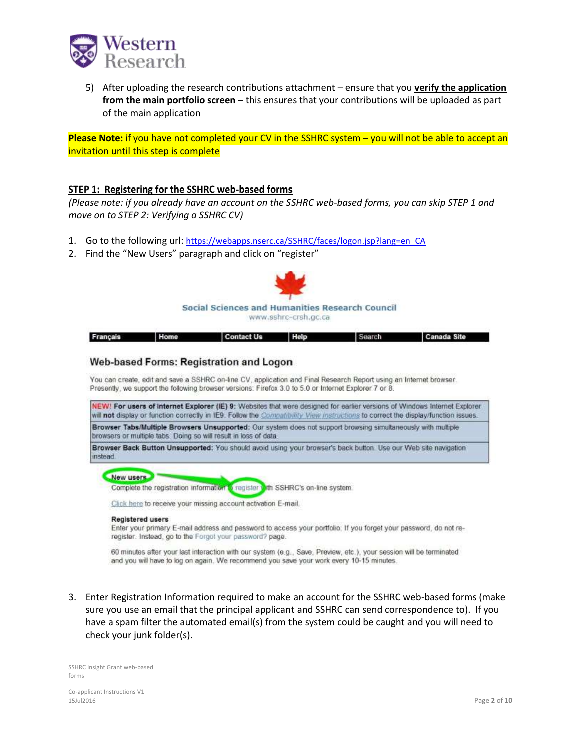5) After uploading the research contributions attachment – ensure that you **verify the application from the main portfolio screen** – this ensures that your contributions will be uploaded as part of the main application

**Please Note:** if you have not completed your CV in the SSHRC system – you will not be able to accept an invitation until this step is complete

## STEP 1: Registering for the SSHRC web-based forms

*(Please note: if you already have an account on the SSHRC web-based forms, you can skip STEP 1 and move on to STEP 2: Verifying a SSHRC CV)*

1. Go to the following url: https://webapps.nserc.ca/SSHRC/faces/logon.jsp?lang=en_CA
2. Find the "New Users" paragraph and click on "register"

Social Sciences and Humanities Research Council
www.sshrc-crsh.gc.ca

Français | Home | Contact Us | Help | Search | Canada Site

### Web-based Forms: Registration and Logon

You can create, edit and save a SSHRC on-line CV, application and Final Research Report using an Internet browser. Presently, we support the following browser versions: Firefox 3.0 to 5.0 or Internet Explorer 7 or 8.

NEW! **For users of Internet Explorer (IE) 9:** Websites that were designed for earlier versions of Windows Internet Explorer will **not** display or function correctly in IE9. Follow the Compatibility View instructions to correct the display/function issues.

**Browser Tabs/Multiple Browsers Unsupported:** Our system does not support browsing simultaneously with multiple browsers or multiple tabs. Doing so will result in loss of data.

**Browser Back Button Unsupported:** You should avoid using your browser's back button. Use our Web site navigation instead.

**New users**
Complete the registration information to register with SSHRC's on-line system.

Click here to receive your missing account activation E-mail.

**Registered users**
Enter your primary E-mail address and password to access your portfolio. If you forget your password, do not re-register. Instead, go to the Forgot your password? page.

60 minutes after your last interaction with our system (e.g., Save, Preview, etc.), your session will be terminated and you will have to log on again. We recommend you save your work every 10-15 minutes.

3. Enter Registration Information required to make an account for the SSHRC web-based forms (make sure you use an email that the principal applicant and SSHRC can send correspondence to). If you have a spam filter the automated email(s) from the system could be caught and you will need to check your junk folder(s).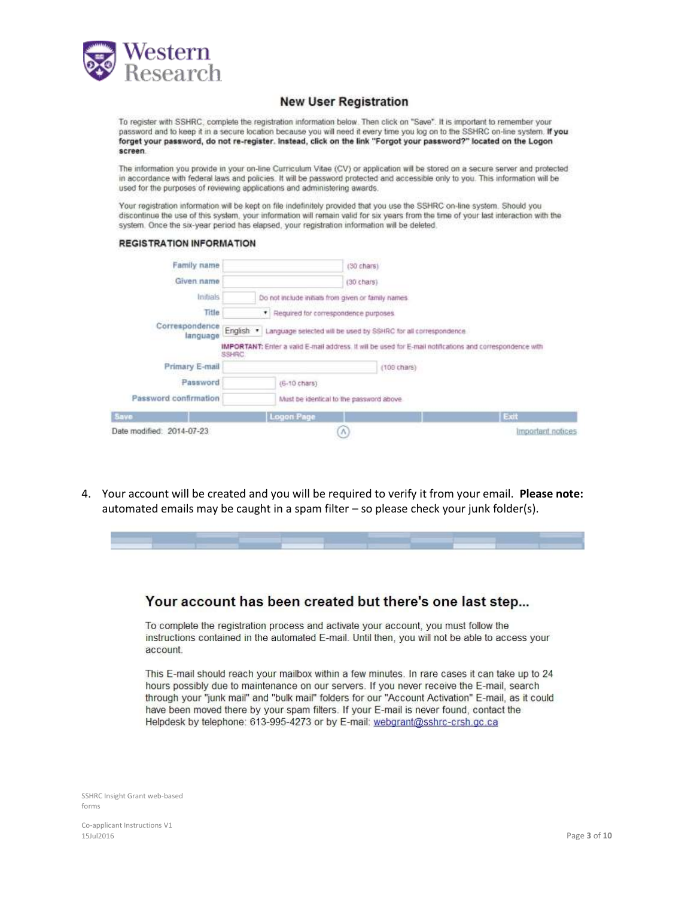## New User Registration

To register with SSHRC, complete the registration information below. Then click on "Save". It is important to remember your password and to keep it in a secure location because you will need it every time you log on to the SSHRC on-line system. **If you forget your password, do not re-register. Instead, click on the link "Forgot your password?" located on the Logon screen.**

The information you provide in your on-line Curriculum Vitae (CV) or application will be stored on a secure server and protected in accordance with federal laws and policies. It will be password protected and accessible only to you. This information will be used for the purposes of reviewing applications and administering awards.

Your registration information will be kept on file indefinitely provided that you use the SSHRC on-line system. Should you discontinue the use of this system, your information will remain valid for six years from the time of your last interaction with the system. Once the six-year period has elapsed, your registration information will be deleted.

### REGISTRATION INFORMATION

| Field | Input | Note |
|---|---|---|
| Family name | | (30 chars) |
| Given name | | (30 chars) |
| Initials | | Do not include initials from given or family names |
| Title | | Required for correspondence purposes |
| Correspondence language | English | Language selected will be used by SSHRC for all correspondence |
| | **IMPORTANT:** Enter a valid E-mail address. It will be used for E-mail notifications and correspondence with SSHRC. | |
| Primary E-mail | | (100 chars) |
| Password | | (6-10 chars) |
| Password confirmation | | Must be identical to the password above |

Save | Logon Page | Exit

Date modified: 2014-07-23 Important notices

4. Your account will be created and you will be required to verify it from your email. **Please note:** automated emails may be caught in a spam filter – so please check your junk folder(s).

## Your account has been created but there's one last step...

To complete the registration process and activate your account, you must follow the instructions contained in the automated E-mail. Until then, you will not be able to access your account.

This E-mail should reach your mailbox within a few minutes. In rare cases it can take up to 24 hours possibly due to maintenance on our servers. If you never receive the E-mail, search through your "junk mail" and "bulk mail" folders for our "Account Activation" E-mail, as it could have been moved there by your spam filters. If your E-mail is never found, contact the Helpdesk by telephone: 613-995-4273 or by E-mail: webgrant@sshrc-crsh.gc.ca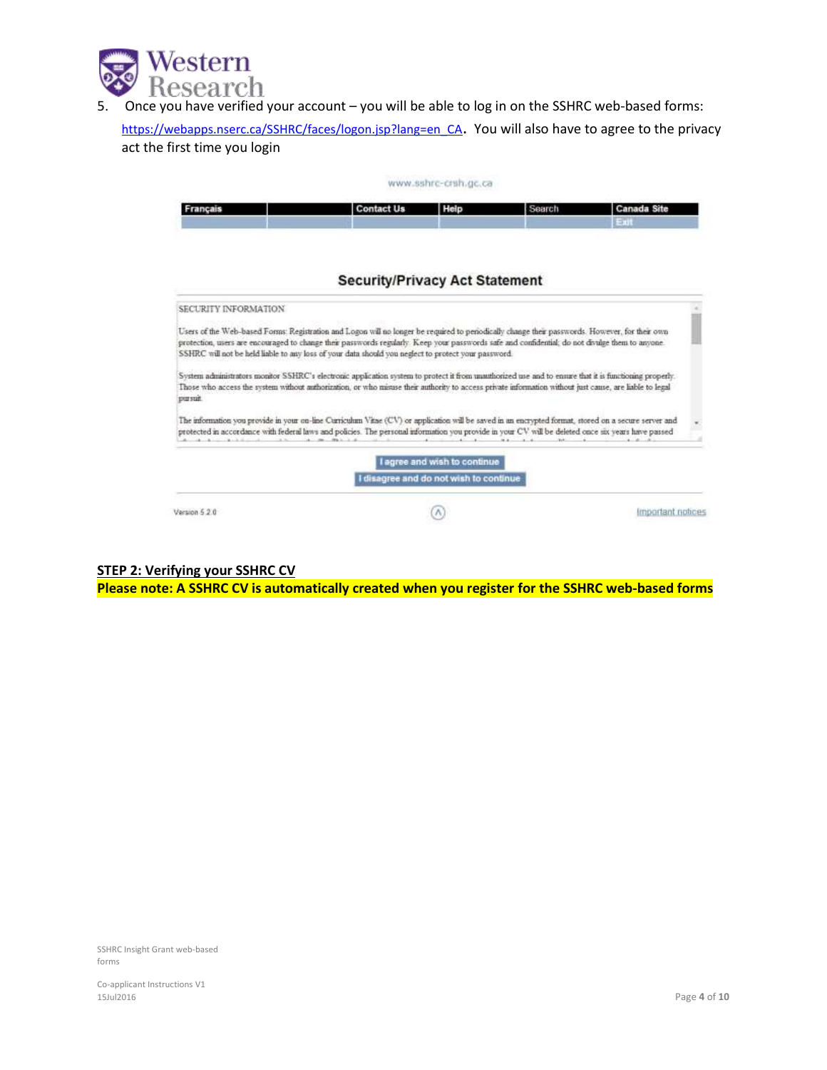5. Once you have verified your account – you will be able to log in on the SSHRC web-based forms: https://webapps.nserc.ca/SSHRC/faces/logon.jsp?lang=en_CA. You will also have to agree to the privacy act the first time you login

www.sshrc-crsh.gc.ca

| Français | | Contact Us | Help | Search | Canada Site |
|---|---|---|---|---|---|
| | | | | | Exit |

### Security/Privacy Act Statement

SECURITY INFORMATION

Users of the Web-based Forms: Registration and Logon will no longer be required to periodically change their passwords. However, for their own protection, users are encouraged to change their passwords regularly. Keep your passwords safe and confidential; do not divulge them to anyone. SSHRC will not be held liable to any loss of your data should you neglect to protect your password.

System administrators monitor SSHRC's electronic application system to protect it from unauthorized use and to ensure that it is functioning properly. Those who access the system without authorization, or who misuse their authority to access private information without just cause, are liable to legal pursuit.

The information you provide in your on-line Curriculum Vitae (CV) or application will be saved in an encrypted format, stored on a secure server and protected in accordance with federal laws and policies. The personal information you provide in your CV will be deleted once six years have passed

I agree and wish to continue

I disagree and do not wish to continue

Version 5.2.0

Important notices

## STEP 2: Verifying your SSHRC CV

**Please note: A SSHRC CV is automatically created when you register for the SSHRC web-based forms**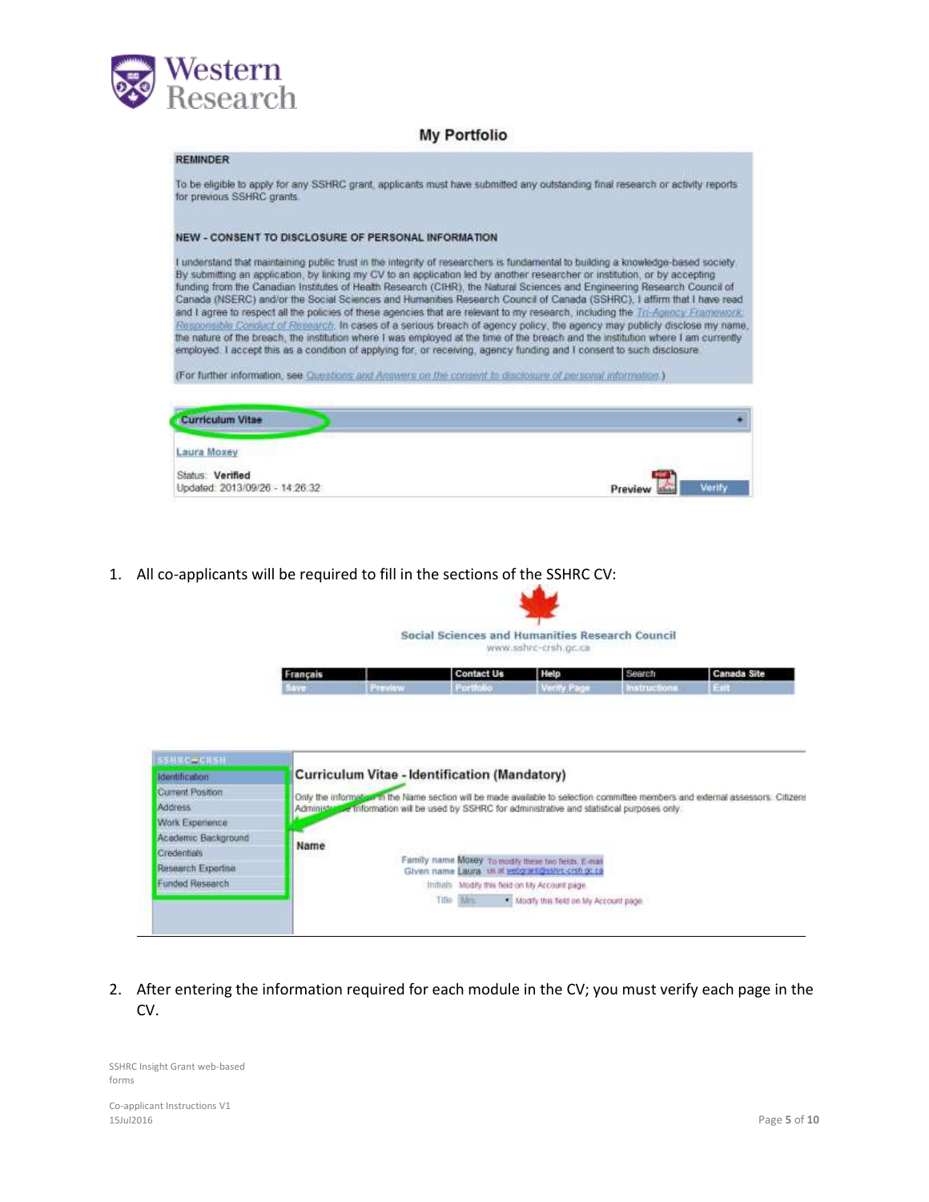## My Portfolio

**REMINDER**

To be eligible to apply for any SSHRC grant, applicants must have submitted any outstanding final research or activity reports for previous SSHRC grants.

**NEW - CONSENT TO DISCLOSURE OF PERSONAL INFORMATION**

I understand that maintaining public trust in the integrity of researchers is fundamental to building a knowledge-based society. By submitting an application, by linking my CV to an application led by another researcher or institution, or by accepting funding from the Canadian Institutes of Health Research (CIHR), the Natural Sciences and Engineering Research Council of Canada (NSERC) and/or the Social Sciences and Humanities Research Council of Canada (SSHRC), I affirm that I have read and I agree to respect all the policies of these agencies that are relevant to my research, including the Tri-Agency Framework: Responsible Conduct of Research. In cases of a serious breach of agency policy, the agency may publicly disclose my name, the nature of the breach, the institution where I was employed at the time of the breach and the institution where I am currently employed. I accept this as a condition of applying for, or receiving, agency funding and I consent to such disclosure.

(For further information, see Questions and Answers on the consent to disclosure of personal information.)

**Curriculum Vitae**

Laura Moxey

Status: **Verified**
Updated: 2013/09/26 - 14:26:32

Preview | Verify

1. All co-applicants will be required to fill in the sections of the SSHRC CV:

Social Sciences and Humanities Research Council
www.sshrc-crsh.gc.ca

| Français | | Contact Us | Help | Search | Canada Site |
|---|---|---|---|---|---|
| Save | Preview | Portfolio | Verify Page | Instructions | Exit |

SSHRC CRSH

- Identification
- Current Position
- Address
- Work Experience
- Academic Background
- Credentials
- Research Expertise
- Funded Research

**Curriculum Vitae - Identification (Mandatory)**

Only the information in the Name section will be made available to selection committee members and external assessors. Citizens... Administrative information will be used by SSHRC for administrative and statistical purposes only.

**Name**

Family name Moxey — To modify these two fields, E-mail us at webgrant@sshrc-crsh.gc.ca
Given name Laura
Initials — Modify this field on My Account page
Title Mrs — Modify this field on My Account page

2. After entering the information required for each module in the CV; you must verify each page in the CV.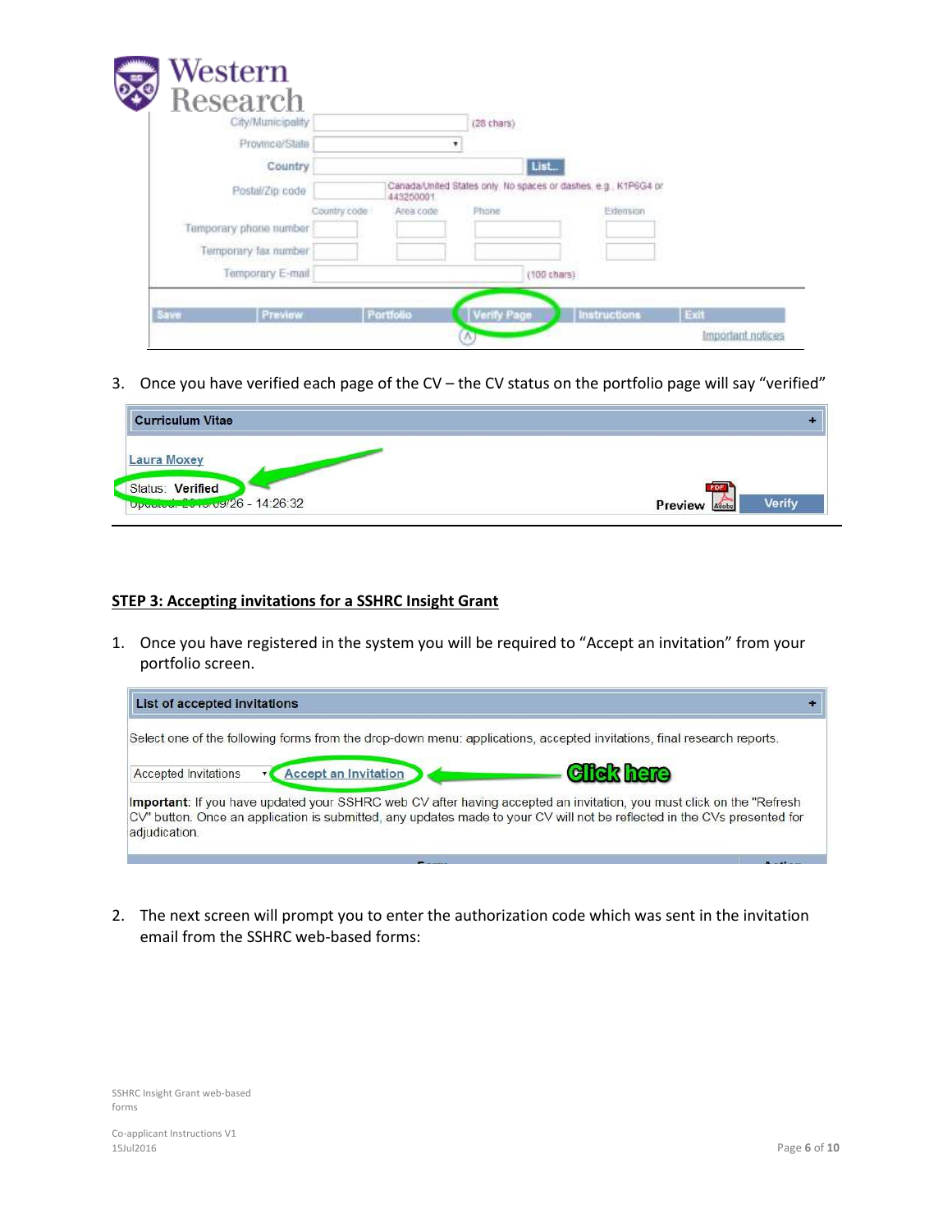3. Once you have verified each page of the CV – the CV status on the portfolio page will say "verified"

## STEP 3: Accepting invitations for a SSHRC Insight Grant

1. Once you have registered in the system you will be required to "Accept an invitation" from your portfolio screen.

2. The next screen will prompt you to enter the authorization code which was sent in the invitation email from the SSHRC web-based forms: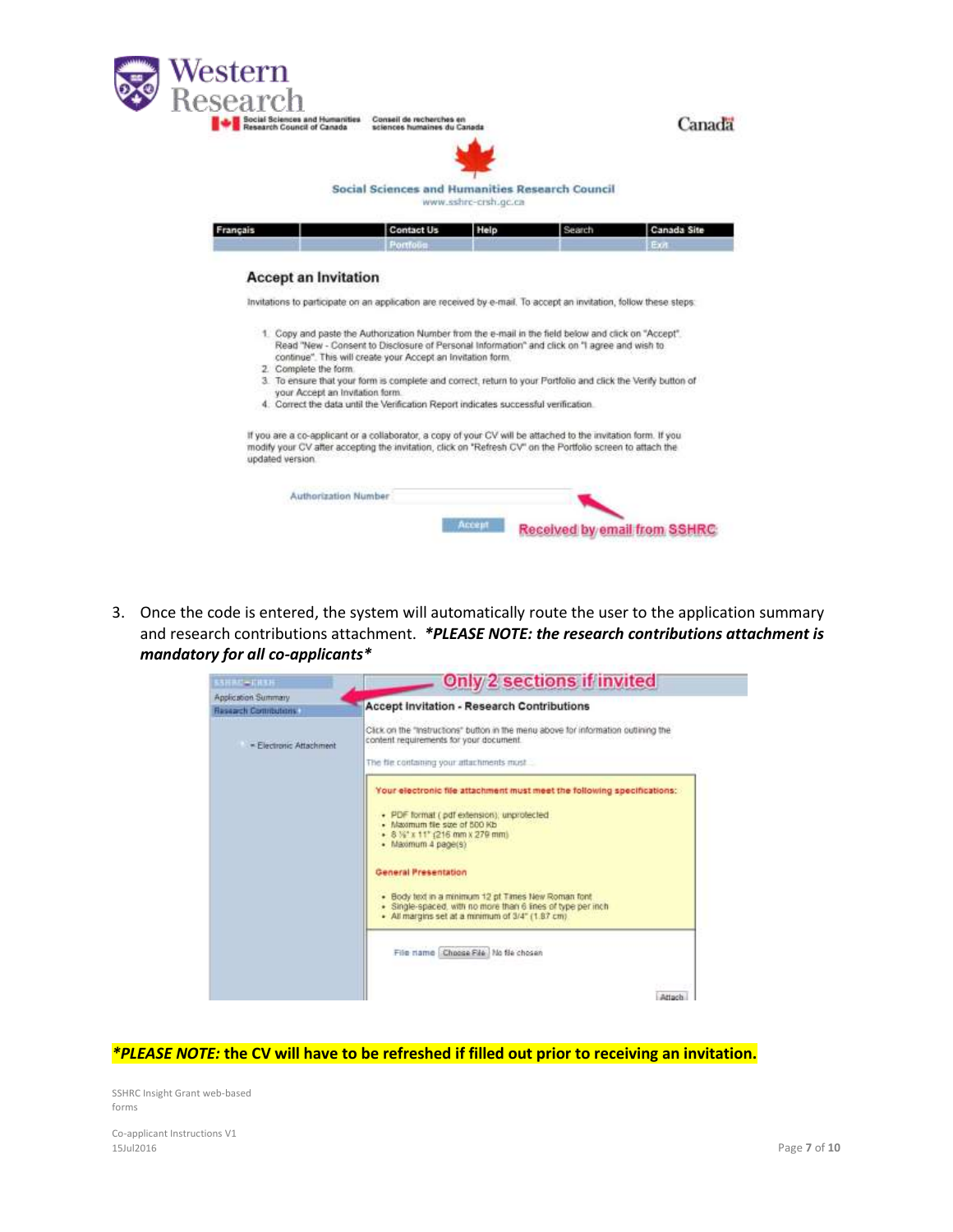Western Research

Social Sciences and Humanities Research Council of Canada — Conseil de recherches en sciences humaines du Canada — Canada

Social Sciences and Humanities Research Council
www.sshrc-crsh.gc.ca

Français | Contact Us | Help | Search | Canada Site
Portfolio | Exit

## Accept an Invitation

Invitations to participate on an application are received by e-mail. To accept an invitation, follow these steps:

1. Copy and paste the Authorization Number from the e-mail in the field below and click on "Accept". Read "New - Consent to Disclosure of Personal Information" and click on "I agree and wish to continue". This will create your Accept an Invitation form.
2. Complete the form.
3. To ensure that your form is complete and correct, return to your Portfolio and click the Verify button of your Accept an Invitation form.
4. Correct the data until the Verification Report indicates successful verification.

If you are a co-applicant or a collaborator, a copy of your CV will be attached to the invitation form. If you modify your CV after accepting the invitation, click on "Refresh CV" on the Portfolio screen to attach the updated version.

Authorization Number [ ] — Received by email from SSHRC

Accept

3. Once the code is entered, the system will automatically route the user to the application summary and research contributions attachment. ***PLEASE NOTE: the research contributions attachment is mandatory for all co-applicants***

SSHRC-CRSH
- Application Summary
- Research Contributions
  - Electronic Attachment

Only 2 sections if invited

**Accept Invitation - Research Contributions**

Click on the "Instructions" button in the menu above for information outlining the content requirements for your document.

The file containing your attachments must ...

**Your electronic file attachment must meet the following specifications:**

- PDF format (.pdf extension); unprotected
- Maximum file size of 500 Kb
- 8 ½" x 11" (216 mm x 279 mm)
- Maximum 4 page(s)

**General Presentation**

- Body text in a minimum 12 pt Times New Roman font
- Single-spaced, with no more than 6 lines of type per inch
- All margins set at a minimum of 3/4" (1.87 cm)

File name [Choose File] No file chosen

Attach

***PLEASE NOTE:* the CV will have to be refreshed if filled out prior to receiving an invitation.**

SSHRC Insight Grant web-based forms

Co-applicant Instructions V1
15Jul2016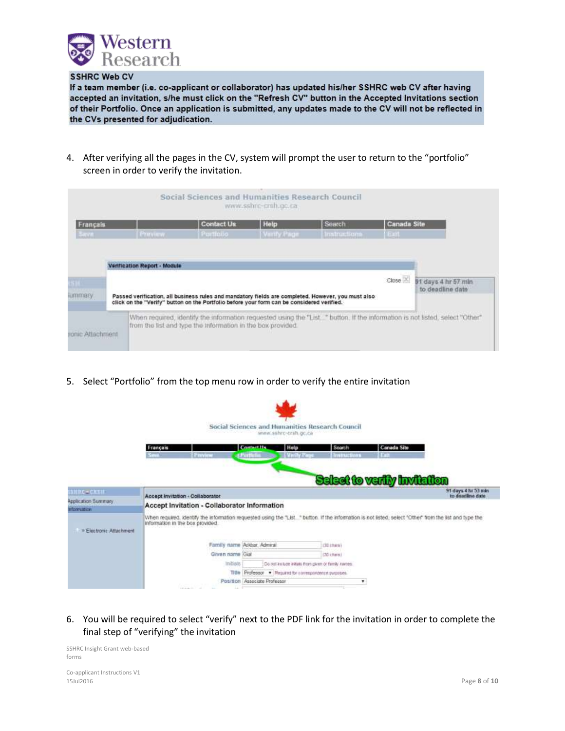**SSHRC Web CV**

**If a team member (i.e. co-applicant or collaborator) has updated his/her SSHRC web CV after having accepted an invitation, s/he must click on the "Refresh CV" button in the Accepted Invitations section of their Portfolio. Once an application is submitted, any updates made to the CV will not be reflected in the CVs presented for adjudication.**

4. After verifying all the pages in the CV, system will prompt the user to return to the “portfolio” screen in order to verify the invitation.

5. Select “Portfolio” from the top menu row in order to verify the entire invitation

6. You will be required to select “verify” next to the PDF link for the invitation in order to complete the final step of “verifying” the invitation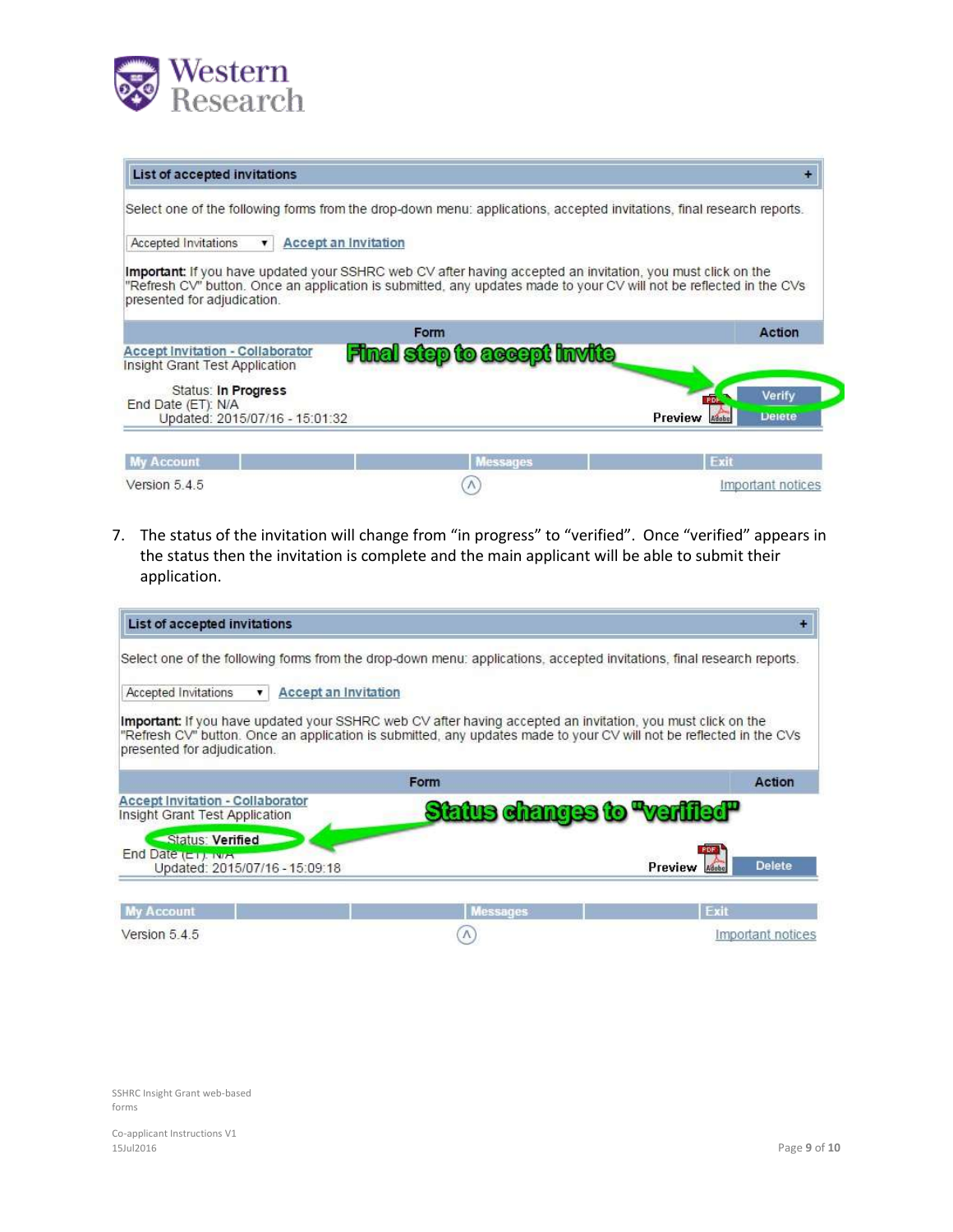List of accepted invitations

Select one of the following forms from the drop-down menu: applications, accepted invitations, final research reports.

Accepted Invitations ▾ Accept an Invitation

**Important:** If you have updated your SSHRC web CV after having accepted an invitation, you must click on the "Refresh CV" button. Once an application is submitted, any updates made to your CV will not be reflected in the CVs presented for adjudication.

| Form | Action |
| --- | --- |
| Accept Invitation - Collaborator<br>Insight Grant Test Application<br>Status: **In Progress**<br>End Date (ET): N/A<br>Updated: 2015/07/16 - 15:01:32 | Preview Verify Delete |

**Final step to accept invite**

My Account | Messages | Exit

Version 5.4.5 — Important notices

7. The status of the invitation will change from "in progress" to "verified". Once "verified" appears in the status then the invitation is complete and the main applicant will be able to submit their application.

List of accepted invitations

Select one of the following forms from the drop-down menu: applications, accepted invitations, final research reports.

Accepted Invitations ▾ Accept an Invitation

**Important:** If you have updated your SSHRC web CV after having accepted an invitation, you must click on the "Refresh CV" button. Once an application is submitted, any updates made to your CV will not be reflected in the CVs presented for adjudication.

| Form | Action |
| --- | --- |
| Accept Invitation - Collaborator<br>Insight Grant Test Application<br>Status: **Verified**<br>End Date (ET): N/A<br>Updated: 2015/07/16 - 15:09:18 | Preview Delete |

**Status changes to "verified"**

My Account | Messages | Exit

Version 5.4.5 — Important notices